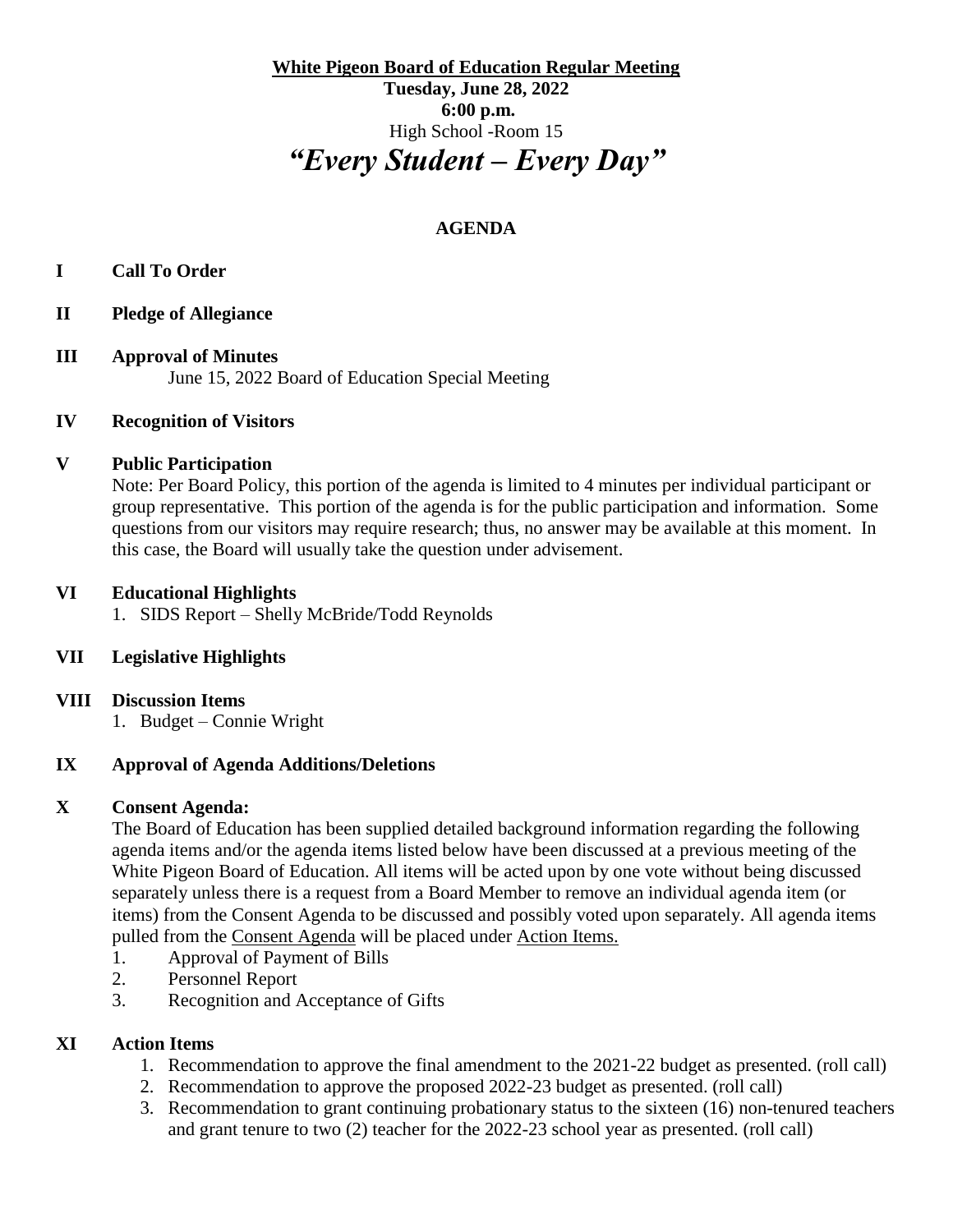**White Pigeon Board of Education Regular Meeting**

**Tuesday, June 28, 2022**

**6:00 p.m.**

High School -Room 15

# *"Every Student – Every Day"*

## AGENDA

**I Call To Order**

**II Pledge of Allegiance**

**III Approval of Minutes**

June 15, 2022 Board of Education Special Meeting

**IV Recognition of Visitors**

**V Public Participation**

Note: Per Board Policy, this portion of the agenda is limited to 4 minutes per individual participant or group representative. This portion of the agenda is for the public participation and information. Some questions from our visitors may require research; thus, no answer may be available at this moment. In this case, the Board will usually take the question under advisement.

**VI Educational Highlights**

1. SIDS Report – Shelly McBride/Todd Reynolds

**VII Legislative Highlights**

**VIII Discussion Items**

1. Budget – Connie Wright

**IX Approval of Agenda Additions/Deletions**

**X Consent Agenda:**

The Board of Education has been supplied detailed background information regarding the following agenda items and/or the agenda items listed below have been discussed at a previous meeting of the White Pigeon Board of Education. All items will be acted upon by one vote without being discussed separately unless there is a request from a Board Member to remove an individual agenda item (or items) from the Consent Agenda to be discussed and possibly voted upon separately. All agenda items pulled from the Consent Agenda will be placed under Action Items.

1. Approval of Payment of Bills
2. Personnel Report
3. Recognition and Acceptance of Gifts

**XI Action Items**

1. Recommendation to approve the final amendment to the 2021-22 budget as presented. (roll call)
2. Recommendation to approve the proposed 2022-23 budget as presented. (roll call)
3. Recommendation to grant continuing probationary status to the sixteen (16) non-tenured teachers and grant tenure to two (2) teacher for the 2022-23 school year as presented. (roll call)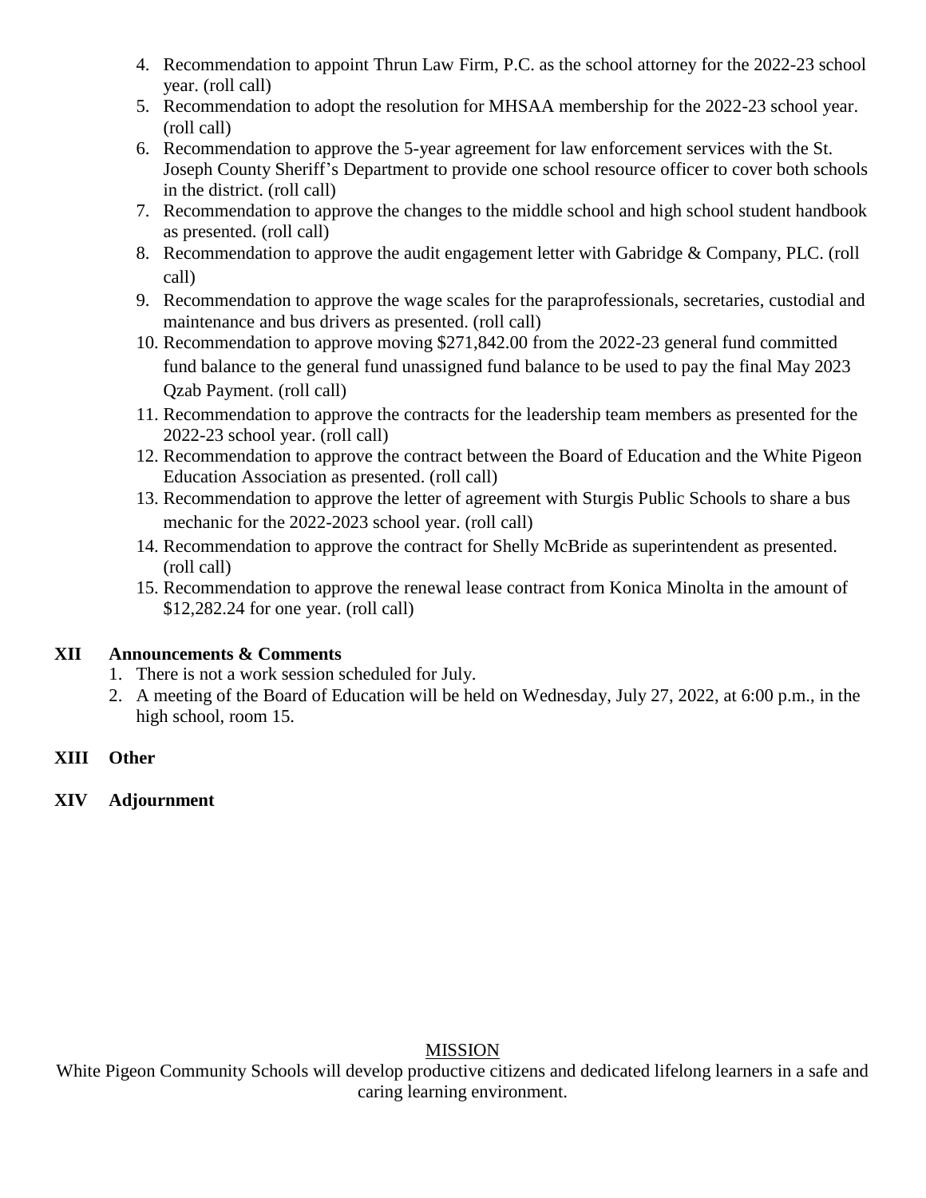4. Recommendation to appoint Thrun Law Firm, P.C. as the school attorney for the 2022-23 school year. (roll call)
5. Recommendation to adopt the resolution for MHSAA membership for the 2022-23 school year. (roll call)
6. Recommendation to approve the 5-year agreement for law enforcement services with the St. Joseph County Sheriff's Department to provide one school resource officer to cover both schools in the district. (roll call)
7. Recommendation to approve the changes to the middle school and high school student handbook as presented. (roll call)
8. Recommendation to approve the audit engagement letter with Gabridge & Company, PLC. (roll call)
9. Recommendation to approve the wage scales for the paraprofessionals, secretaries, custodial and maintenance and bus drivers as presented. (roll call)
10. Recommendation to approve moving $271,842.00 from the 2022-23 general fund committed fund balance to the general fund unassigned fund balance to be used to pay the final May 2023 Qzab Payment. (roll call)
11. Recommendation to approve the contracts for the leadership team members as presented for the 2022-23 school year. (roll call)
12. Recommendation to approve the contract between the Board of Education and the White Pigeon Education Association as presented. (roll call)
13. Recommendation to approve the letter of agreement with Sturgis Public Schools to share a bus mechanic for the 2022-2023 school year. (roll call)
14. Recommendation to approve the contract for Shelly McBride as superintendent as presented. (roll call)
15. Recommendation to approve the renewal lease contract from Konica Minolta in the amount of $12,282.24 for one year. (roll call)

**XII Announcements & Comments**

1. There is not a work session scheduled for July.
2. A meeting of the Board of Education will be held on Wednesday, July 27, 2022, at 6:00 p.m., in the high school, room 15.

**XIII Other**

**XIV Adjournment**

MISSION

White Pigeon Community Schools will develop productive citizens and dedicated lifelong learners in a safe and caring learning environment.